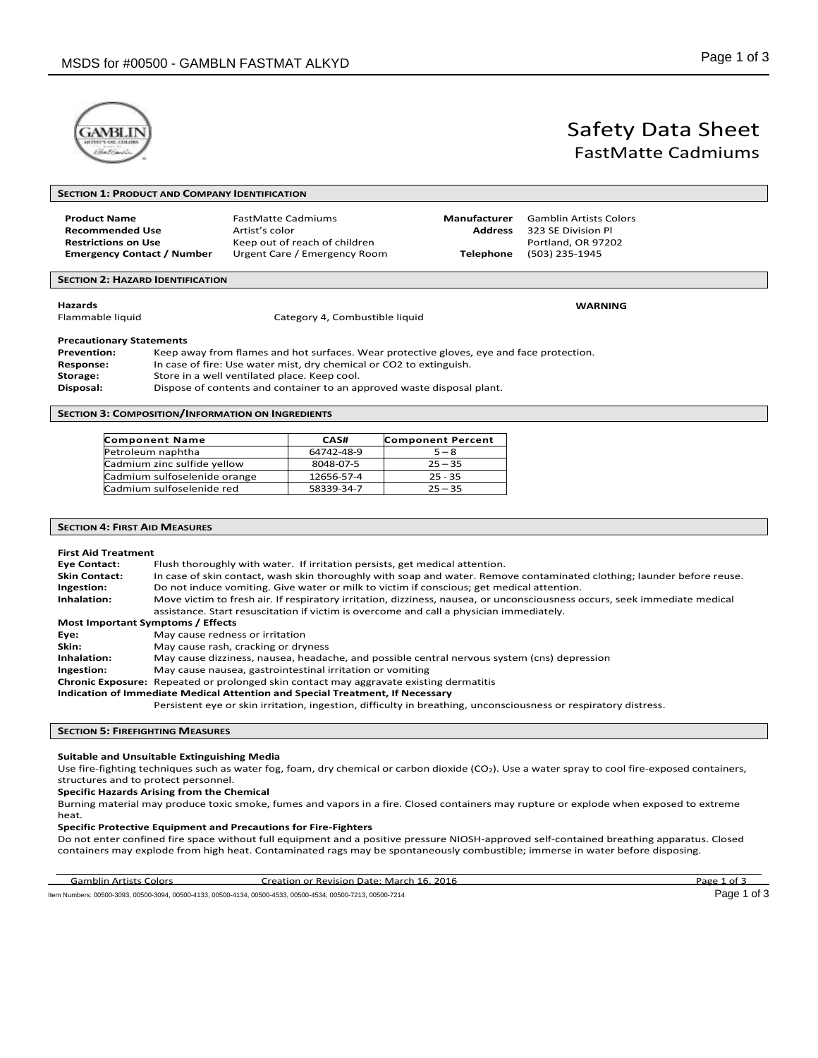# Safety Data Sheet
## FastMatte Cadmiums

### SECTION 1: PRODUCT AND COMPANY IDENTIFICATION

**Product Name** FastMatte Cadmiums
**Recommended Use** Artist's color
**Restrictions on Use** Keep out of reach of children
**Emergency Contact / Number** Urgent Care / Emergency Room

**Manufacturer** Gamblin Artists Colors
**Address** 323 SE Division Pl
Portland, OR 97202
**Telephone** (503) 235-1945

### SECTION 2: HAZARD IDENTIFICATION

**Hazards** **WARNING**
Flammable liquid Category 4, Combustible liquid

**Precautionary Statements**
**Prevention:** Keep away from flames and hot surfaces. Wear protective gloves, eye and face protection.
**Response:** In case of fire: Use water mist, dry chemical or CO2 to extinguish.
**Storage:** Store in a well ventilated place. Keep cool.
**Disposal:** Dispose of contents and container to an approved waste disposal plant.

### SECTION 3: COMPOSITION/INFORMATION ON INGREDIENTS

| Component Name | CAS# | Component Percent |
|---|---|---|
| Petroleum naphtha | 64742-48-9 | 5 – 8 |
| Cadmium zinc sulfide yellow | 8048-07-5 | 25 – 35 |
| Cadmium sulfoselenide orange | 12656-57-4 | 25 - 35 |
| Cadmium sulfoselenide red | 58339-34-7 | 25 – 35 |

### SECTION 4: FIRST AID MEASURES

**First Aid Treatment**
**Eye Contact:** Flush thoroughly with water. If irritation persists, get medical attention.
**Skin Contact:** In case of skin contact, wash skin thoroughly with soap and water. Remove contaminated clothing; launder before reuse.
**Ingestion:** Do not induce vomiting. Give water or milk to victim if conscious; get medical attention.
**Inhalation:** Move victim to fresh air. If respiratory irritation, dizziness, nausea, or unconsciousness occurs, seek immediate medical assistance. Start resuscitation if victim is overcome and call a physician immediately.

**Most Important Symptoms / Effects**
**Eye:** May cause redness or irritation
**Skin:** May cause rash, cracking or dryness
**Inhalation:** May cause dizziness, nausea, headache, and possible central nervous system (cns) depression
**Ingestion:** May cause nausea, gastrointestinal irritation or vomiting
**Chronic Exposure:** Repeated or prolonged skin contact may aggravate existing dermatitis

**Indication of Immediate Medical Attention and Special Treatment, If Necessary**
Persistent eye or skin irritation, ingestion, difficulty in breathing, unconsciousness or respiratory distress.

### SECTION 5: FIREFIGHTING MEASURES

**Suitable and Unsuitable Extinguishing Media**
Use fire-fighting techniques such as water fog, foam, dry chemical or carbon dioxide ($CO_2$). Use a water spray to cool fire-exposed containers, structures and to protect personnel.

**Specific Hazards Arising from the Chemical**
Burning material may produce toxic smoke, fumes and vapors in a fire. Closed containers may rupture or explode when exposed to extreme heat.

**Specific Protective Equipment and Precautions for Fire-Fighters**
Do not enter confined fire space without full equipment and a positive pressure NIOSH-approved self-contained breathing apparatus. Closed containers may explode from high heat. Contaminated rags may be spontaneously combustible; immerse in water before disposing.

Gamblin Artists Colors Creation or Revision Date: March 16, 2016

Item Numbers: 00500-3093, 00500-3094, 00500-4133, 00500-4134, 00500-4533, 00500-4534, 00500-7213, 00500-7214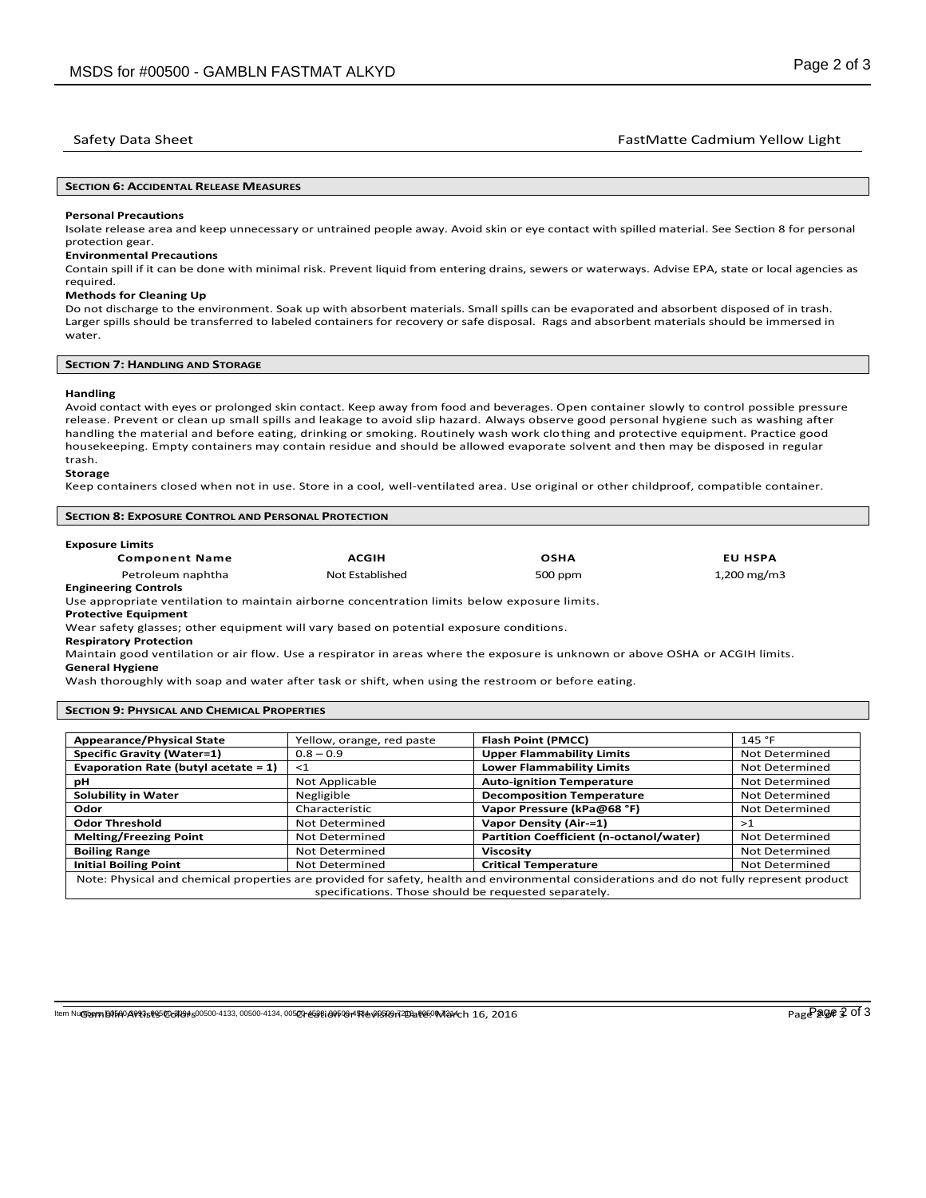Safety Data Sheet — FastMatte Cadmium Yellow Light

## SECTION 6: ACCIDENTAL RELEASE MEASURES

**Personal Precautions**

Isolate release area and keep unnecessary or untrained people away. Avoid skin or eye contact with spilled material. See Section 8 for personal protection gear.

**Environmental Precautions**

Contain spill if it can be done with minimal risk. Prevent liquid from entering drains, sewers or waterways. Advise EPA, state or local agencies as required.

**Methods for Cleaning Up**

Do not discharge to the environment. Soak up with absorbent materials. Small spills can be evaporated and absorbent disposed of in trash. Larger spills should be transferred to labeled containers for recovery or safe disposal. Rags and absorbent materials should be immersed in water.

## SECTION 7: HANDLING AND STORAGE

**Handling**

Avoid contact with eyes or prolonged skin contact. Keep away from food and beverages. Open container slowly to control possible pressure release. Prevent or clean up small spills and leakage to avoid slip hazard. Always observe good personal hygiene such as washing after handling the material and before eating, drinking or smoking. Routinely wash work clothing and protective equipment. Practice good housekeeping. Empty containers may contain residue and should be allowed evaporate solvent and then may be disposed in regular trash.

**Storage**

Keep containers closed when not in use. Store in a cool, well-ventilated area. Use original or other childproof, compatible container.

## SECTION 8: EXPOSURE CONTROL AND PERSONAL PROTECTION

**Exposure Limits**

| Component Name | ACGIH | OSHA | EU HSPA |
|---|---|---|---|
| Petroleum naphtha | Not Established | 500 ppm | 1,200 mg/m3 |

**Engineering Controls**

Use appropriate ventilation to maintain airborne concentration limits below exposure limits.

**Protective Equipment**

Wear safety glasses; other equipment will vary based on potential exposure conditions.

**Respiratory Protection**

Maintain good ventilation or air flow. Use a respirator in areas where the exposure is unknown or above OSHA or ACGIH limits.

**General Hygiene**

Wash thoroughly with soap and water after task or shift, when using the restroom or before eating.

## SECTION 9: PHYSICAL AND CHEMICAL PROPERTIES

| Property | Value | Property | Value |
|---|---|---|---|
| **Appearance/Physical State** | Yellow, orange, red paste | **Flash Point (PMCC)** | 145 °F |
| **Specific Gravity (Water=1)** | 0.8 – 0.9 | **Upper Flammability Limits** | Not Determined |
| **Evaporation Rate (butyl acetate = 1)** | <1 | **Lower Flammability Limits** | Not Determined |
| **pH** | Not Applicable | **Auto-ignition Temperature** | Not Determined |
| **Solubility in Water** | Negligible | **Decomposition Temperature** | Not Determined |
| **Odor** | Characteristic | **Vapor Pressure (kPa@68 °F)** | Not Determined |
| **Odor Threshold** | Not Determined | **Vapor Density (Air-=1)** | >1 |
| **Melting/Freezing Point** | Not Determined | **Partition Coefficient (n-octanol/water)** | Not Determined |
| **Boiling Range** | Not Determined | **Viscosity** | Not Determined |
| **Initial Boiling Point** | Not Determined | **Critical Temperature** | Not Determined |

Note: Physical and chemical properties are provided for safety, health and environmental considerations and do not fully represent product specifications. Those should be requested separately.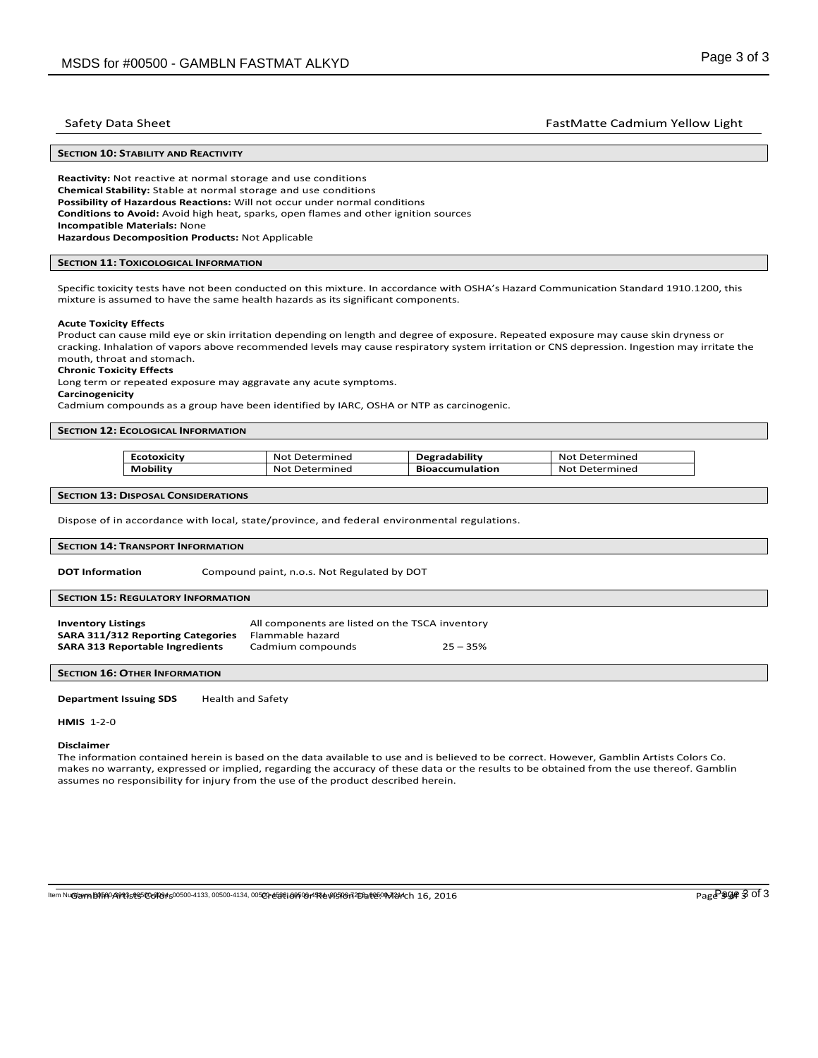Safety Data Sheet FastMatte Cadmium Yellow Light

## SECTION 10: STABILITY AND REACTIVITY

**Reactivity:** Not reactive at normal storage and use conditions
**Chemical Stability:** Stable at normal storage and use conditions
**Possibility of Hazardous Reactions:** Will not occur under normal conditions
**Conditions to Avoid:** Avoid high heat, sparks, open flames and other ignition sources
**Incompatible Materials:** None
**Hazardous Decomposition Products:** Not Applicable

## SECTION 11: TOXICOLOGICAL INFORMATION

Specific toxicity tests have not been conducted on this mixture. In accordance with OSHA's Hazard Communication Standard 1910.1200, this mixture is assumed to have the same health hazards as its significant components.

**Acute Toxicity Effects**
Product can cause mild eye or skin irritation depending on length and degree of exposure. Repeated exposure may cause skin dryness or cracking. Inhalation of vapors above recommended levels may cause respiratory system irritation or CNS depression. Ingestion may irritate the mouth, throat and stomach.
**Chronic Toxicity Effects**
Long term or repeated exposure may aggravate any acute symptoms.
**Carcinogenicity**
Cadmium compounds as a group have been identified by IARC, OSHA or NTP as carcinogenic.

## SECTION 12: ECOLOGICAL INFORMATION

| | | | |
|---|---|---|---|
| **Ecotoxicity** | Not Determined | **Degradability** | Not Determined |
| **Mobility** | Not Determined | **Bioaccumulation** | Not Determined |

## SECTION 13: DISPOSAL CONSIDERATIONS

Dispose of in accordance with local, state/province, and federal environmental regulations.

## SECTION 14: TRANSPORT INFORMATION

**DOT Information** Compound paint, n.o.s. Not Regulated by DOT

## SECTION 15: REGULATORY INFORMATION

| | | |
|---|---|---|
| **Inventory Listings** | All components are listed on the TSCA inventory | |
| **SARA 311/312 Reporting Categories** | Flammable hazard | |
| **SARA 313 Reportable Ingredients** | Cadmium compounds | 25 – 35% |

## SECTION 16: OTHER INFORMATION

**Department Issuing SDS** Health and Safety

**HMIS** 1-2-0

**Disclaimer**
The information contained herein is based on the data available to use and is believed to be correct. However, Gamblin Artists Colors Co. makes no warranty, expressed or implied, regarding the accuracy of these data or the results to be obtained from the use thereof. Gamblin assumes no responsibility for injury from the use of the product described herein.

Gamblin Artists Colors Creation or Revision Date: March 16, 2016